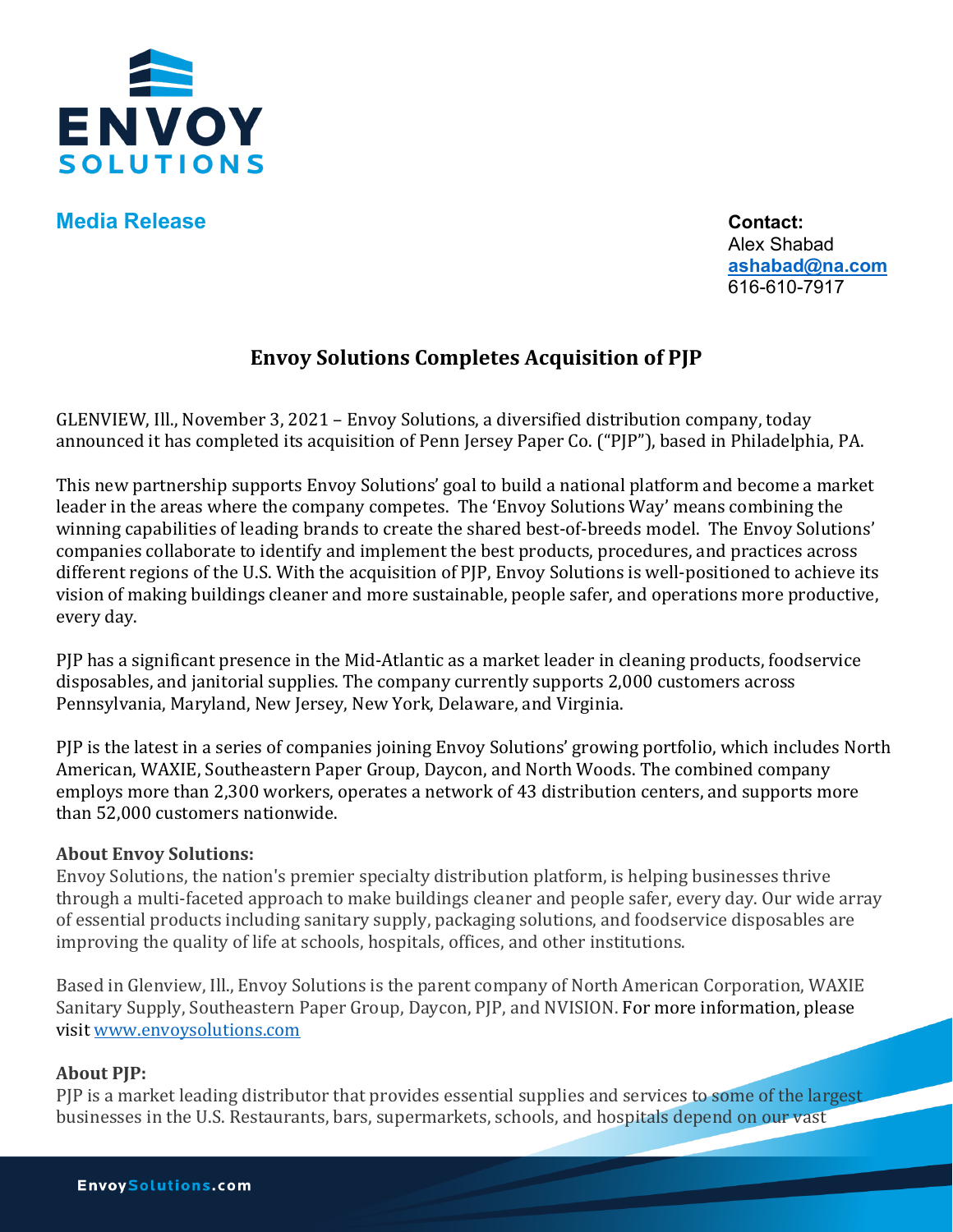**ENVOY SOLUTIONS**

**Media Release**

**Contact:**
Alex Shabad
[ashabad@na.com](mailto:ashabad@na.com)
616-610-7917

# Envoy Solutions Completes Acquisition of PJP

GLENVIEW, Ill., November 3, 2021 – Envoy Solutions, a diversified distribution company, today announced it has completed its acquisition of Penn Jersey Paper Co. ("PJP"), based in Philadelphia, PA.

This new partnership supports Envoy Solutions' goal to build a national platform and become a market leader in the areas where the company competes. The 'Envoy Solutions Way' means combining the winning capabilities of leading brands to create the shared best-of-breeds model. The Envoy Solutions' companies collaborate to identify and implement the best products, procedures, and practices across different regions of the U.S. With the acquisition of PJP, Envoy Solutions is well-positioned to achieve its vision of making buildings cleaner and more sustainable, people safer, and operations more productive, every day.

PJP has a significant presence in the Mid-Atlantic as a market leader in cleaning products, foodservice disposables, and janitorial supplies. The company currently supports 2,000 customers across Pennsylvania, Maryland, New Jersey, New York, Delaware, and Virginia.

PJP is the latest in a series of companies joining Envoy Solutions' growing portfolio, which includes North American, WAXIE, Southeastern Paper Group, Daycon, and North Woods. The combined company employs more than 2,300 workers, operates a network of 43 distribution centers, and supports more than 52,000 customers nationwide.

**About Envoy Solutions:**
Envoy Solutions, the nation's premier specialty distribution platform, is helping businesses thrive through a multi-faceted approach to make buildings cleaner and people safer, every day. Our wide array of essential products including sanitary supply, packaging solutions, and foodservice disposables are improving the quality of life at schools, hospitals, offices, and other institutions.

Based in Glenview, Ill., Envoy Solutions is the parent company of North American Corporation, WAXIE Sanitary Supply, Southeastern Paper Group, Daycon, PJP, and NVISION. For more information, please visit [www.envoysolutions.com](http://www.envoysolutions.com)

**About PJP:**
PJP is a market leading distributor that provides essential supplies and services to some of the largest businesses in the U.S. Restaurants, bars, supermarkets, schools, and hospitals depend on our vast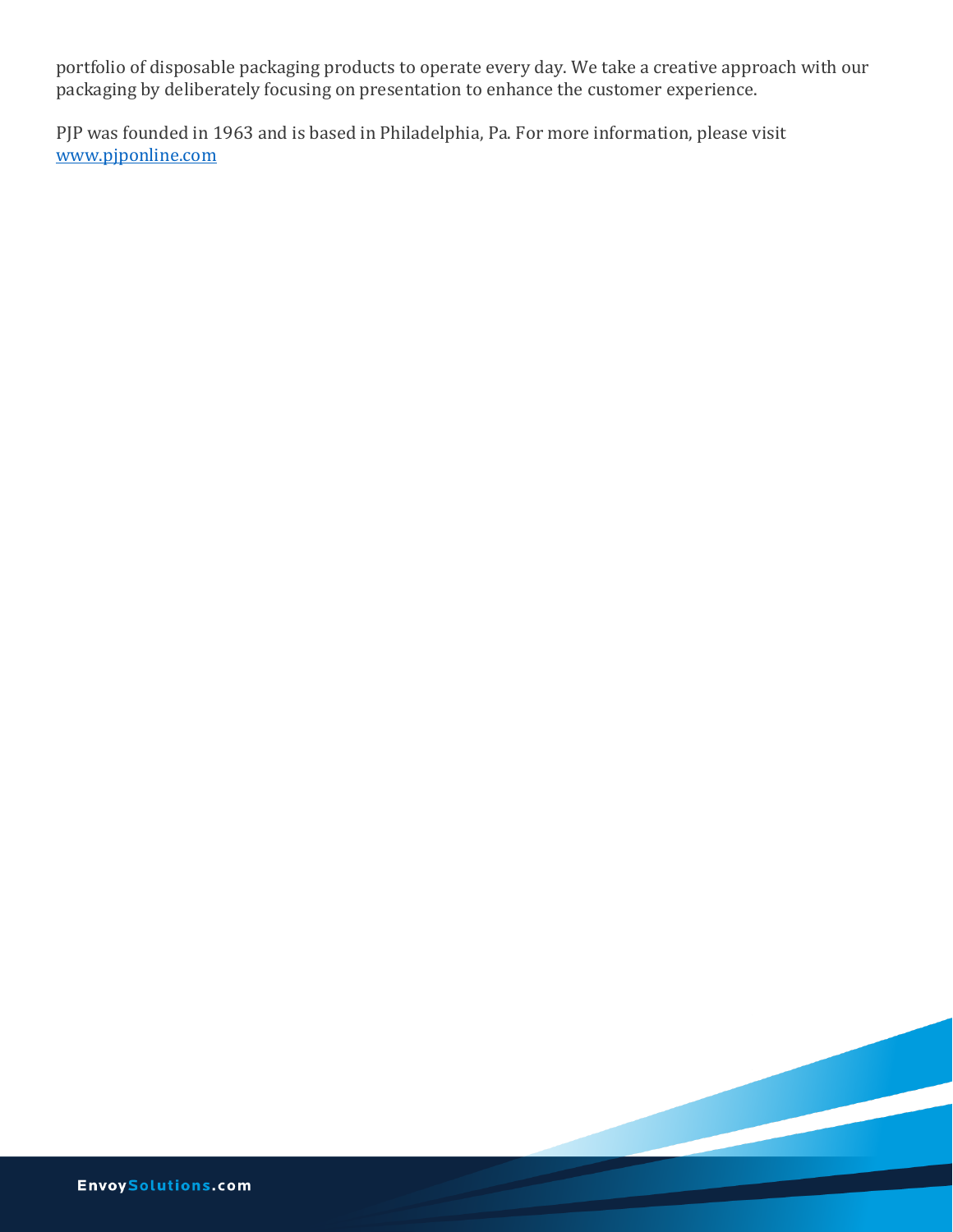portfolio of disposable packaging products to operate every day. We take a creative approach with our packaging by deliberately focusing on presentation to enhance the customer experience.

PJP was founded in 1963 and is based in Philadelphia, Pa. For more information, please visit [www.pjponline.com](http://www.pjponline.com)